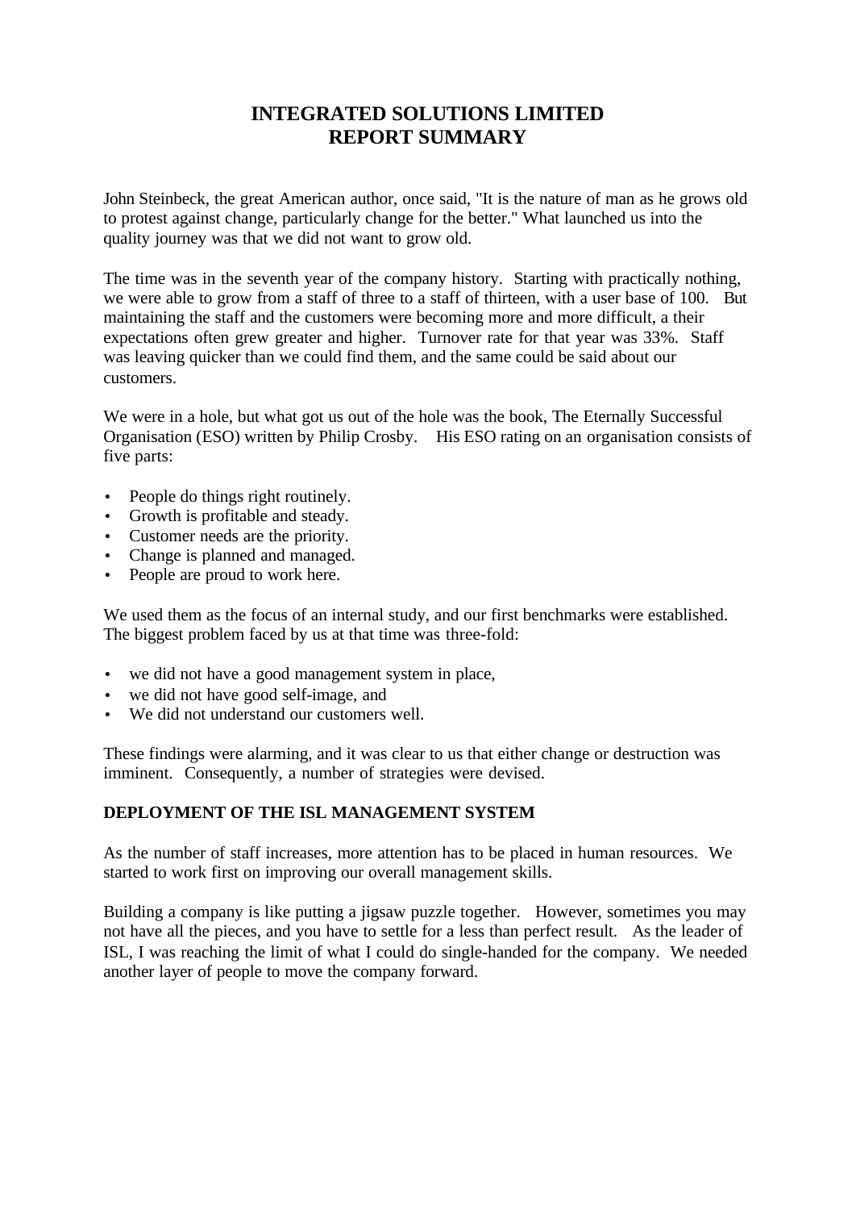# INTEGRATED SOLUTIONS LIMITED
# REPORT SUMMARY

John Steinbeck, the great American author, once said, "It is the nature of man as he grows old to protest against change, particularly change for the better." What launched us into the quality journey was that we did not want to grow old.

The time was in the seventh year of the company history. Starting with practically nothing, we were able to grow from a staff of three to a staff of thirteen, with a user base of 100. But maintaining the staff and the customers were becoming more and more difficult, a their expectations often grew greater and higher. Turnover rate for that year was 33%. Staff was leaving quicker than we could find them, and the same could be said about our customers.

We were in a hole, but what got us out of the hole was the book, The Eternally Successful Organisation (ESO) written by Philip Crosby. His ESO rating on an organisation consists of five parts:

- People do things right routinely.
- Growth is profitable and steady.
- Customer needs are the priority.
- Change is planned and managed.
- People are proud to work here.

We used them as the focus of an internal study, and our first benchmarks were established. The biggest problem faced by us at that time was three-fold:

- we did not have a good management system in place,
- we did not have good self-image, and
- We did not understand our customers well.

These findings were alarming, and it was clear to us that either change or destruction was imminent. Consequently, a number of strategies were devised.

## DEPLOYMENT OF THE ISL MANAGEMENT SYSTEM

As the number of staff increases, more attention has to be placed in human resources. We started to work first on improving our overall management skills.

Building a company is like putting a jigsaw puzzle together. However, sometimes you may not have all the pieces, and you have to settle for a less than perfect result. As the leader of ISL, I was reaching the limit of what I could do single-handed for the company. We needed another layer of people to move the company forward.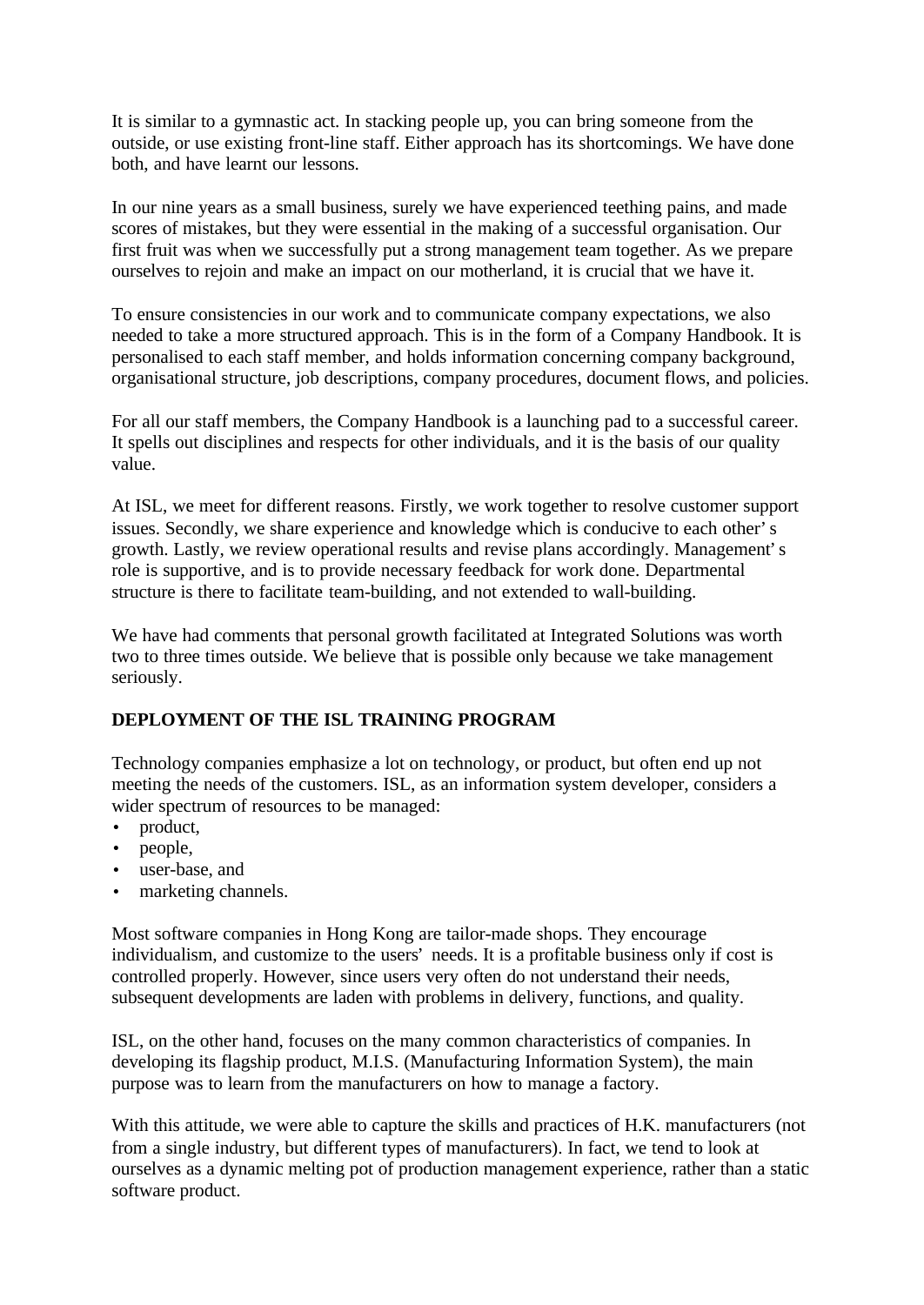It is similar to a gymnastic act. In stacking people up, you can bring someone from the outside, or use existing front-line staff. Either approach has its shortcomings. We have done both, and have learnt our lessons.

In our nine years as a small business, surely we have experienced teething pains, and made scores of mistakes, but they were essential in the making of a successful organisation. Our first fruit was when we successfully put a strong management team together. As we prepare ourselves to rejoin and make an impact on our motherland, it is crucial that we have it.

To ensure consistencies in our work and to communicate company expectations, we also needed to take a more structured approach. This is in the form of a Company Handbook. It is personalised to each staff member, and holds information concerning company background, organisational structure, job descriptions, company procedures, document flows, and policies.

For all our staff members, the Company Handbook is a launching pad to a successful career. It spells out disciplines and respects for other individuals, and it is the basis of our quality value.

At ISL, we meet for different reasons. Firstly, we work together to resolve customer support issues. Secondly, we share experience and knowledge which is conducive to each other's growth. Lastly, we review operational results and revise plans accordingly. Management's role is supportive, and is to provide necessary feedback for work done. Departmental structure is there to facilitate team-building, and not extended to wall-building.

We have had comments that personal growth facilitated at Integrated Solutions was worth two to three times outside. We believe that is possible only because we take management seriously.

## DEPLOYMENT OF THE ISL TRAINING PROGRAM

Technology companies emphasize a lot on technology, or product, but often end up not meeting the needs of the customers. ISL, as an information system developer, considers a wider spectrum of resources to be managed:

- product,
- people,
- user-base, and
- marketing channels.

Most software companies in Hong Kong are tailor-made shops. They encourage individualism, and customize to the users' needs. It is a profitable business only if cost is controlled properly. However, since users very often do not understand their needs, subsequent developments are laden with problems in delivery, functions, and quality.

ISL, on the other hand, focuses on the many common characteristics of companies. In developing its flagship product, M.I.S. (Manufacturing Information System), the main purpose was to learn from the manufacturers on how to manage a factory.

With this attitude, we were able to capture the skills and practices of H.K. manufacturers (not from a single industry, but different types of manufacturers). In fact, we tend to look at ourselves as a dynamic melting pot of production management experience, rather than a static software product.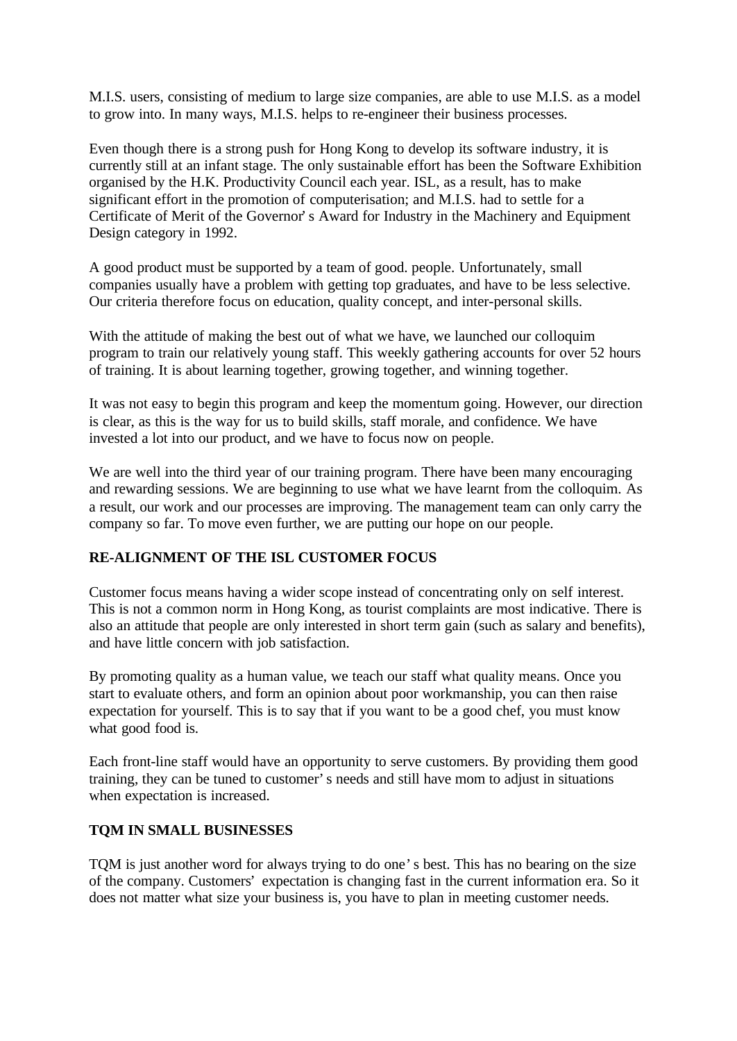M.I.S. users, consisting of medium to large size companies, are able to use M.I.S. as a model to grow into. In many ways, M.I.S. helps to re-engineer their business processes.

Even though there is a strong push for Hong Kong to develop its software industry, it is currently still at an infant stage. The only sustainable effort has been the Software Exhibition organised by the H.K. Productivity Council each year. ISL, as a result, has to make significant effort in the promotion of computerisation; and M.I.S. had to settle for a Certificate of Merit of the Governor's Award for Industry in the Machinery and Equipment Design category in 1992.

A good product must be supported by a team of good. people. Unfortunately, small companies usually have a problem with getting top graduates, and have to be less selective. Our criteria therefore focus on education, quality concept, and inter-personal skills.

With the attitude of making the best out of what we have, we launched our colloquim program to train our relatively young staff. This weekly gathering accounts for over 52 hours of training. It is about learning together, growing together, and winning together.

It was not easy to begin this program and keep the momentum going. However, our direction is clear, as this is the way for us to build skills, staff morale, and confidence. We have invested a lot into our product, and we have to focus now on people.

We are well into the third year of our training program. There have been many encouraging and rewarding sessions. We are beginning to use what we have learnt from the colloquim. As a result, our work and our processes are improving. The management team can only carry the company so far. To move even further, we are putting our hope on our people.

**RE-ALIGNMENT OF THE ISL CUSTOMER FOCUS**

Customer focus means having a wider scope instead of concentrating only on self interest. This is not a common norm in Hong Kong, as tourist complaints are most indicative. There is also an attitude that people are only interested in short term gain (such as salary and benefits), and have little concern with job satisfaction.

By promoting quality as a human value, we teach our staff what quality means. Once you start to evaluate others, and form an opinion about poor workmanship, you can then raise expectation for yourself. This is to say that if you want to be a good chef, you must know what good food is.

Each front-line staff would have an opportunity to serve customers. By providing them good training, they can be tuned to customer's needs and still have mom to adjust in situations when expectation is increased.

**TQM IN SMALL BUSINESSES**

TQM is just another word for always trying to do one's best. This has no bearing on the size of the company. Customers' expectation is changing fast in the current information era. So it does not matter what size your business is, you have to plan in meeting customer needs.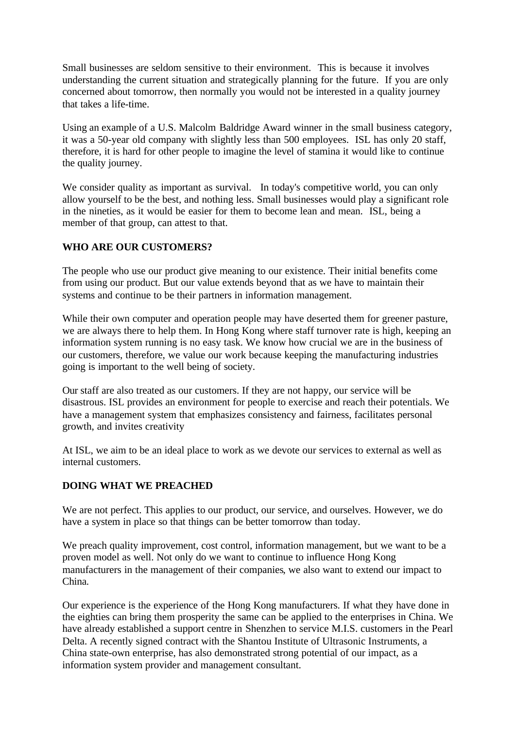Small businesses are seldom sensitive to their environment. This is because it involves understanding the current situation and strategically planning for the future. If you are only concerned about tomorrow, then normally you would not be interested in a quality journey that takes a life-time.

Using an example of a U.S. Malcolm Baldridge Award winner in the small business category, it was a 50-year old company with slightly less than 500 employees. ISL has only 20 staff, therefore, it is hard for other people to imagine the level of stamina it would like to continue the quality journey.

We consider quality as important as survival. In today's competitive world, you can only allow yourself to be the best, and nothing less. Small businesses would play a significant role in the nineties, as it would be easier for them to become lean and mean. ISL, being a member of that group, can attest to that.

**WHO ARE OUR CUSTOMERS?**

The people who use our product give meaning to our existence. Their initial benefits come from using our product. But our value extends beyond that as we have to maintain their systems and continue to be their partners in information management.

While their own computer and operation people may have deserted them for greener pasture, we are always there to help them. In Hong Kong where staff turnover rate is high, keeping an information system running is no easy task. We know how crucial we are in the business of our customers, therefore, we value our work because keeping the manufacturing industries going is important to the well being of society.

Our staff are also treated as our customers. If they are not happy, our service will be disastrous. ISL provides an environment for people to exercise and reach their potentials. We have a management system that emphasizes consistency and fairness, facilitates personal growth, and invites creativity

At ISL, we aim to be an ideal place to work as we devote our services to external as well as internal customers.

**DOING WHAT WE PREACHED**

We are not perfect. This applies to our product, our service, and ourselves. However, we do have a system in place so that things can be better tomorrow than today.

We preach quality improvement, cost control, information management, but we want to be a proven model as well. Not only do we want to continue to influence Hong Kong manufacturers in the management of their companies, we also want to extend our impact to China.

Our experience is the experience of the Hong Kong manufacturers. If what they have done in the eighties can bring them prosperity the same can be applied to the enterprises in China. We have already established a support centre in Shenzhen to service M.I.S. customers in the Pearl Delta. A recently signed contract with the Shantou Institute of Ultrasonic Instruments, a China state-own enterprise, has also demonstrated strong potential of our impact, as a information system provider and management consultant.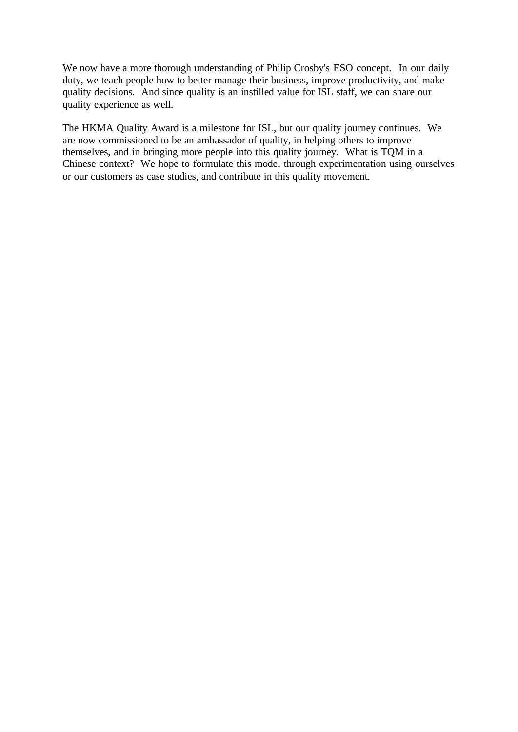We now have a more thorough understanding of Philip Crosby's ESO concept.  In our daily duty, we teach people how to better manage their business, improve productivity, and make quality decisions.  And since quality is an instilled value for ISL staff, we can share our quality experience as well.

The HKMA Quality Award is a milestone for ISL, but our quality journey continues.  We are now commissioned to be an ambassador of quality, in helping others to improve themselves, and in bringing more people into this quality journey.  What is TQM in a Chinese context?  We hope to formulate this model through experimentation using ourselves or our customers as case studies, and contribute in this quality movement.